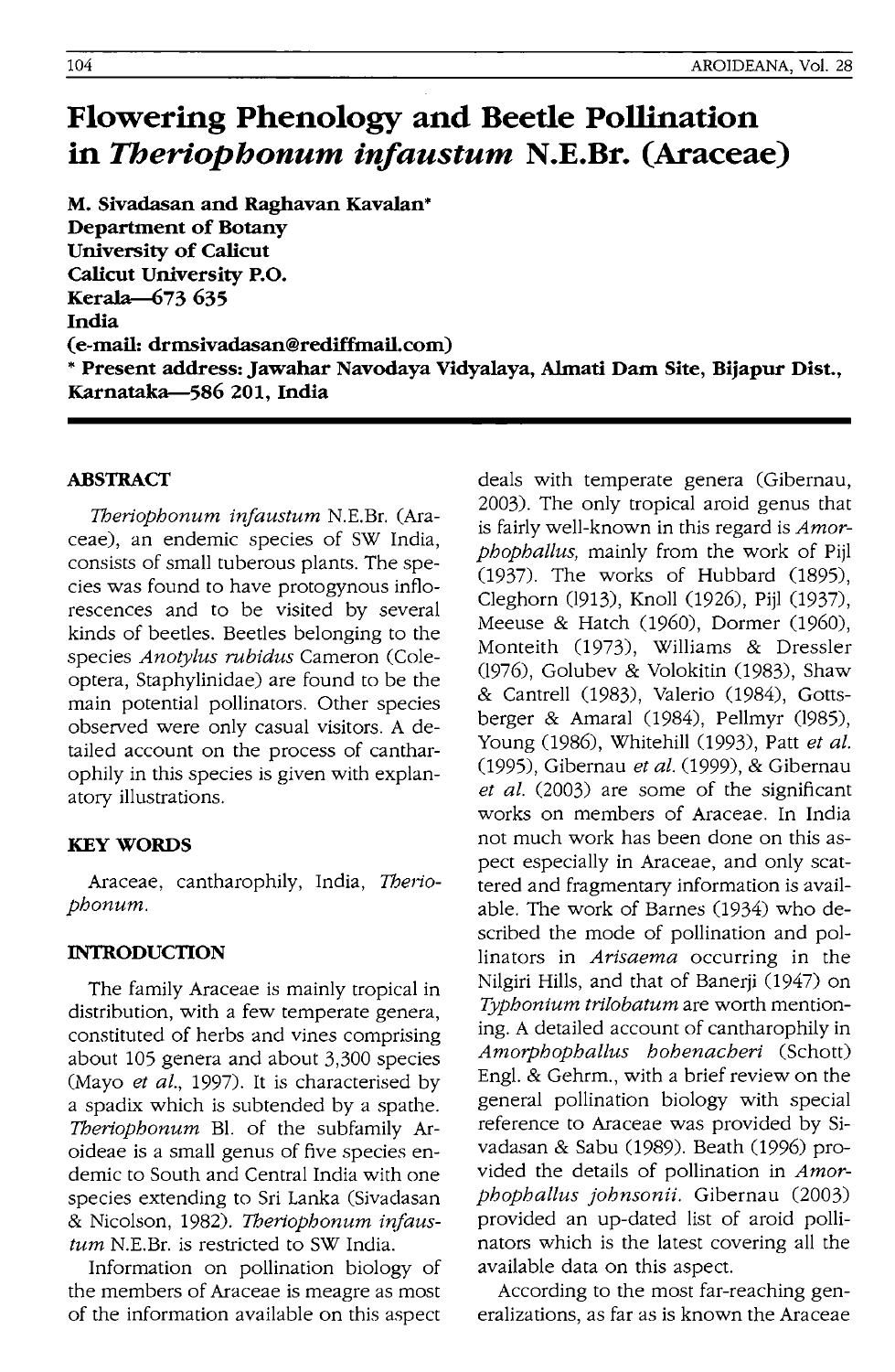# Flowering Phenology and Beetle Pollination in *Theriophonum infaustum* N.E.Br. (Araceae)

**M. Sivadasan and Raghavan Kavalan***
**Department of Botany**
**University of Calicut**
**Calicut University P.O.**
**Kerala—673 635**
**India**
**(e-mail: drmsivadasan@rediffmail.com)**
*** Present address: Jawahar Navodaya Vidyalaya, Almati Dam Site, Bijapur Dist., Karnataka—586 201, India**

## ABSTRACT

*Theriophonum infaustum* N.E.Br. (Araceae), an endemic species of SW India, consists of small tuberous plants. The species was found to have protogynous inflorescences and to be visited by several kinds of beetles. Beetles belonging to the species *Anotylus rubidus* Cameron (Coleoptera, Staphylinidae) are found to be the main potential pollinators. Other species observed were only casual visitors. A detailed account on the process of cantharophily in this species is given with explanatory illustrations.

## KEY WORDS

Araceae, cantharophily, India, *Theriophonum*.

## INTRODUCTION

The family Araceae is mainly tropical in distribution, with a few temperate genera, constituted of herbs and vines comprising about 105 genera and about 3,300 species (Mayo *et al.*, 1997). It is characterised by a spadix which is subtended by a spathe. *Theriophonum* Bl. of the subfamily Aroideae is a small genus of five species endemic to South and Central India with one species extending to Sri Lanka (Sivadasan & Nicolson, 1982). *Theriophonum infaustum* N.E.Br. is restricted to SW India.

Information on pollination biology of the members of Araceae is meagre as most of the information available on this aspect deals with temperate genera (Gibernau, 2003). The only tropical aroid genus that is fairly well-known in this regard is *Amorphophallus*, mainly from the work of Pijl (1937). The works of Hubbard (1895), Cleghorn (1913), Knoll (1926), Pijl (1937), Meeuse & Hatch (1960), Dormer (1960), Monteith (1973), Williams & Dressler (1976), Golubev & Volokitin (1983), Shaw & Cantrell (1983), Valerio (1984), Gottsberger & Amaral (1984), Pellmyr (1985), Young (1986), Whitehill (1993), Patt *et al.* (1995), Gibernau *et al.* (1999), & Gibernau *et al.* (2003) are some of the significant works on members of Araceae. In India not much work has been done on this aspect especially in Araceae, and only scattered and fragmentary information is available. The work of Barnes (1934) who described the mode of pollination and pollinators in *Arisaema* occurring in the Nilgiri Hills, and that of Banerji (1947) on *Typhonium trilobatum* are worth mentioning. A detailed account of cantharophily in *Amorphophallus hohenackeri* (Schott) Engl. & Gehrm., with a brief review on the general pollination biology with special reference to Araceae was provided by Sivadasan & Sabu (1989). Beath (1996) provided the details of pollination in *Amorphophallus johnsonii*. Gibernau (2003) provided an up-dated list of aroid pollinators which is the latest covering all the available data on this aspect.

According to the most far-reaching generalizations, as far as is known the Araceae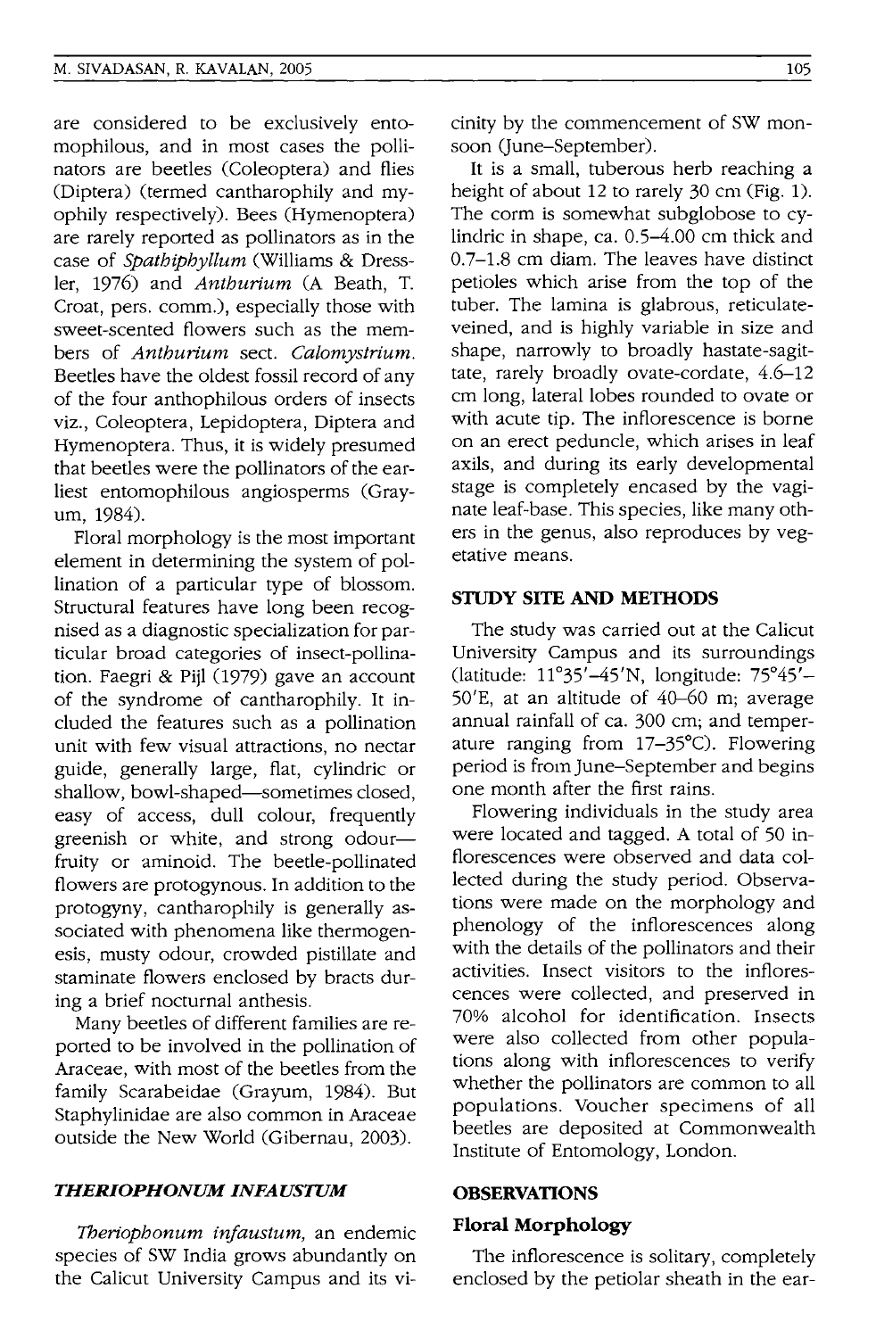are considered to be exclusively entomophilous, and in most cases the pollinators are beetles (Coleoptera) and flies (Diptera) (termed cantharophily and myophily respectively). Bees (Hymenoptera) are rarely reported as pollinators as in the case of *Spathiphyllum* (Williams & Dressler, 1976) and *Anthurium* (A Beath, T. Croat, pers. comm.), especially those with sweet-scented flowers such as the members of *Anthurium* sect. *Calomystrium*. Beetles have the oldest fossil record of any of the four anthophilous orders of insects viz., Coleoptera, Lepidoptera, Diptera and Hymenoptera. Thus, it is widely presumed that beetles were the pollinators of the earliest entomophilous angiosperms (Grayum, 1984).

Floral morphology is the most important element in determining the system of pollination of a particular type of blossom. Structural features have long been recognised as a diagnostic specialization for particular broad categories of insect-pollination. Faegri & Pijl (1979) gave an account of the syndrome of cantharophily. It included the features such as a pollination unit with few visual attractions, no nectar guide, generally large, flat, cylindric or shallow, bowl-shaped—sometimes closed, easy of access, dull colour, frequently greenish or white, and strong odour—fruity or aminoid. The beetle-pollinated flowers are protogynous. In addition to the protogyny, cantharophily is generally associated with phenomena like thermogenesis, musty odour, crowded pistillate and staminate flowers enclosed by bracts during a brief nocturnal anthesis.

Many beetles of different families are reported to be involved in the pollination of Araceae, with most of the beetles from the family Scarabeidae (Grayum, 1984). But Staphylinidae are also common in Araceae outside the New World (Gibernau, 2003).

## *THERIOPHONUM INFAUSTUM*

*Theriophonum infaustum*, an endemic species of SW India grows abundantly on the Calicut University Campus and its vicinity by the commencement of SW monsoon (June–September).

It is a small, tuberous herb reaching a height of about 12 to rarely 30 cm (Fig. 1). The corm is somewhat subglobose to cylindric in shape, ca. 0.5–4.00 cm thick and 0.7–1.8 cm diam. The leaves have distinct petioles which arise from the top of the tuber. The lamina is glabrous, reticulate-veined, and is highly variable in size and shape, narrowly to broadly hastate-sagittate, rarely broadly ovate-cordate, 4.6–12 cm long, lateral lobes rounded to ovate or with acute tip. The inflorescence is borne on an erect peduncle, which arises in leaf axils, and during its early developmental stage is completely encased by the vaginate leaf-base. This species, like many others in the genus, also reproduces by vegetative means.

## STUDY SITE AND METHODS

The study was carried out at the Calicut University Campus and its surroundings (latitude: 11°35′–45′N, longitude: 75°45′–50′E, at an altitude of 40–60 m; average annual rainfall of ca. 300 cm; and temperature ranging from 17–35°C). Flowering period is from June–September and begins one month after the first rains.

Flowering individuals in the study area were located and tagged. A total of 50 inflorescences were observed and data collected during the study period. Observations were made on the morphology and phenology of the inflorescences along with the details of the pollinators and their activities. Insect visitors to the inflorescences were collected, and preserved in 70% alcohol for identification. Insects were also collected from other populations along with inflorescences to verify whether the pollinators are common to all populations. Voucher specimens of all beetles are deposited at Commonwealth Institute of Entomology, London.

## OBSERVATIONS

### Floral Morphology

The inflorescence is solitary, completely enclosed by the petiolar sheath in the ear-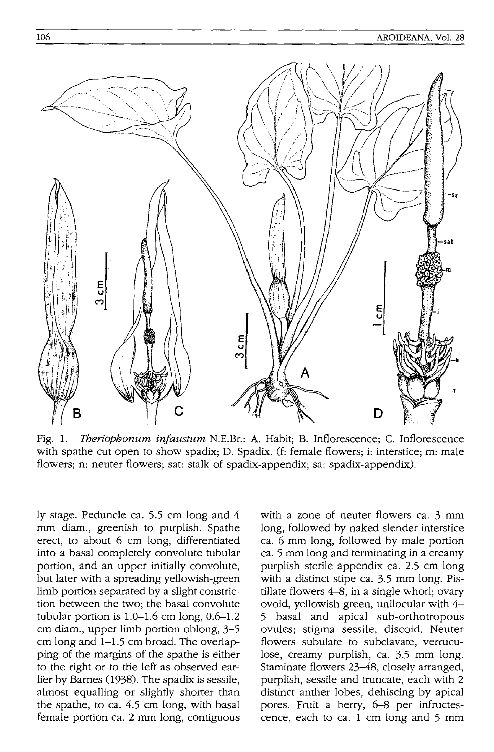Fig. 1. *Theriophonum infaustum* N.E.Br.: A. Habit; B. Inflorescence; C. Inflorescence with spathe cut open to show spadix; D. Spadix. (f: female flowers; i: interstice; m: male flowers; n: neuter flowers; sat: stalk of spadix-appendix; sa: spadix-appendix).

ly stage. Peduncle ca. 5.5 cm long and 4 mm diam., greenish to purplish. Spathe erect, to about 6 cm long, differentiated into a basal completely convolute tubular portion, and an upper initially convolute, but later with a spreading yellowish-green limb portion separated by a slight constriction between the two; the basal convolute tubular portion is 1.0–1.6 cm long, 0.6–1.2 cm diam., upper limb portion oblong, 3–5 cm long and 1–1.5 cm broad. The overlapping of the margins of the spathe is either to the right or to the left as observed earlier by Barnes (1938). The spadix is sessile, almost equalling or slightly shorter than the spathe, to ca. 4.5 cm long, with basal female portion ca. 2 mm long, contiguous with a zone of neuter flowers ca. 3 mm long, followed by naked slender interstice ca. 6 mm long, followed by male portion ca. 5 mm long and terminating in a creamy purplish sterile appendix ca. 2.5 cm long with a distinct stipe ca. 3.5 mm long. Pistillate flowers 4–8, in a single whorl; ovary ovoid, yellowish green, unilocular with 4–5 basal and apical sub-orthotropous ovules; stigma sessile, discoid. Neuter flowers subulate to subclavate, verruculose, creamy purplish, ca. 3.5 mm long. Staminate flowers 23–48, closely arranged, purplish, sessile and truncate, each with 2 distinct anther lobes, dehiscing by apical pores. Fruit a berry, 6–8 per infructescence, each to ca. 1 cm long and 5 mm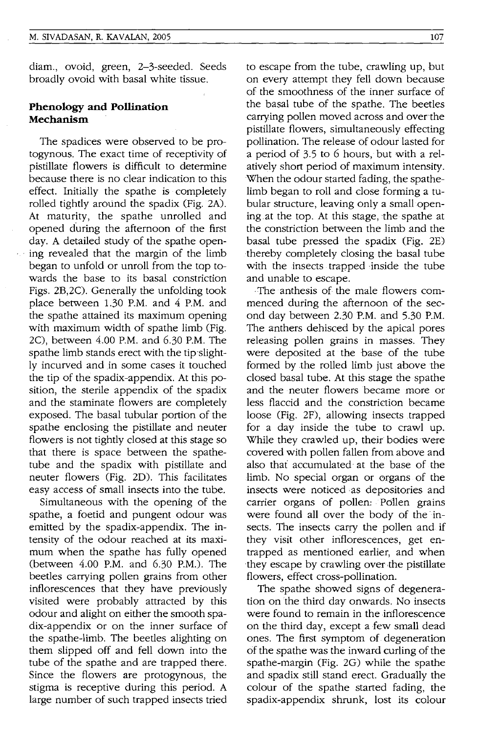diam., ovoid, green, 2–3-seeded. Seeds broadly ovoid with basal white tissue.

## Phenology and Pollination Mechanism

The spadices were observed to be protogynous. The exact time of receptivity of pistillate flowers is difficult to determine because there is no clear indication to this effect. Initially the spathe is completely rolled tightly around the spadix (Fig. 2A). At maturity, the spathe unrolled and opened during the afternoon of the first day. A detailed study of the spathe opening revealed that the margin of the limb began to unfold or unroll from the top towards the base to its basal constriction Figs. 2B,2C). Generally the unfolding took place between 1.30 P.M. and 4 P.M. and the spathe attained its maximum opening with maximum width of spathe limb (Fig. 2C), between 4.00 P.M. and 6.30 P.M. The spathe limb stands erect with the tip slightly incurved and in some cases it touched the tip of the spadix-appendix. At this position, the sterile appendix of the spadix and the staminate flowers are completely exposed. The basal tubular portion of the spathe enclosing the pistillate and neuter flowers is not tightly closed at this stage so that there is space between the spathe-tube and the spadix with pistillate and neuter flowers (Fig. 2D). This facilitates easy access of small insects into the tube.

Simultaneous with the opening of the spathe, a foetid and pungent odour was emitted by the spadix-appendix. The intensity of the odour reached at its maximum when the spathe has fully opened (between 4.00 P.M. and 6.30 P.M.). The beetles carrying pollen grains from other inflorescences that they have previously visited were probably attracted by this odour and alight on either the smooth spadix-appendix or on the inner surface of the spathe-limb. The beetles alighting on them slipped off and fell down into the tube of the spathe and are trapped there. Since the flowers are protogynous, the stigma is receptive during this period. A large number of such trapped insects tried to escape from the tube, crawling up, but on every attempt they fell down because of the smoothness of the inner surface of the basal tube of the spathe. The beetles carrying pollen moved across and over the pistillate flowers, simultaneously effecting pollination. The release of odour lasted for a period of 3.5 to 6 hours, but with a relatively short period of maximum intensity. When the odour started fading, the spathe-limb began to roll and close forming a tubular structure, leaving only a small opening at the top. At this stage, the spathe at the constriction between the limb and the basal tube pressed the spadix (Fig. 2E) thereby completely closing the basal tube with the insects trapped inside the tube and unable to escape.

The anthesis of the male flowers commenced during the afternoon of the second day between 2.30 P.M. and 5.30 P.M. The anthers dehisced by the apical pores releasing pollen grains in masses. They were deposited at the base of the tube formed by the rolled limb just above the closed basal tube. At this stage the spathe and the neuter flowers became more or less flaccid and the constriction became loose (Fig. 2F), allowing insects trapped for a day inside the tube to crawl up. While they crawled up, their bodies were covered with pollen fallen from above and also that accumulated at the base of the limb. No special organ or organs of the insects were noticed as depositories and carrier organs of pollen. Pollen grains were found all over the body of the insects. The insects carry the pollen and if they visit other inflorescences, get entrapped as mentioned earlier, and when they escape by crawling over the pistillate flowers, effect cross-pollination.

The spathe showed signs of degeneration on the third day onwards. No insects were found to remain in the inflorescence on the third day, except a few small dead ones. The first symptom of degeneration of the spathe was the inward curling of the spathe-margin (Fig. 2G) while the spathe and spadix still stand erect. Gradually the colour of the spathe started fading, the spadix-appendix shrunk, lost its colour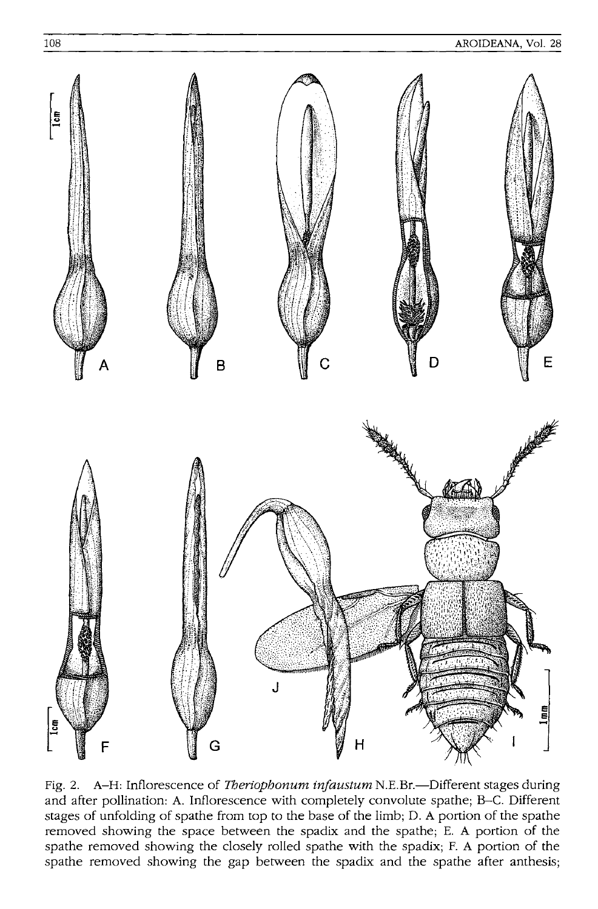Fig. 2. A–H: Inflorescence of *Theriophonum infaustum* N.E.Br.—Different stages during and after pollination: A. Inflorescence with completely convolute spathe; B–C. Different stages of unfolding of spathe from top to the base of the limb; D. A portion of the spathe removed showing the space between the spadix and the spathe; E. A portion of the spathe removed showing the closely rolled spathe with the spadix; F. A portion of the spathe removed showing the gap between the spadix and the spathe after anthesis;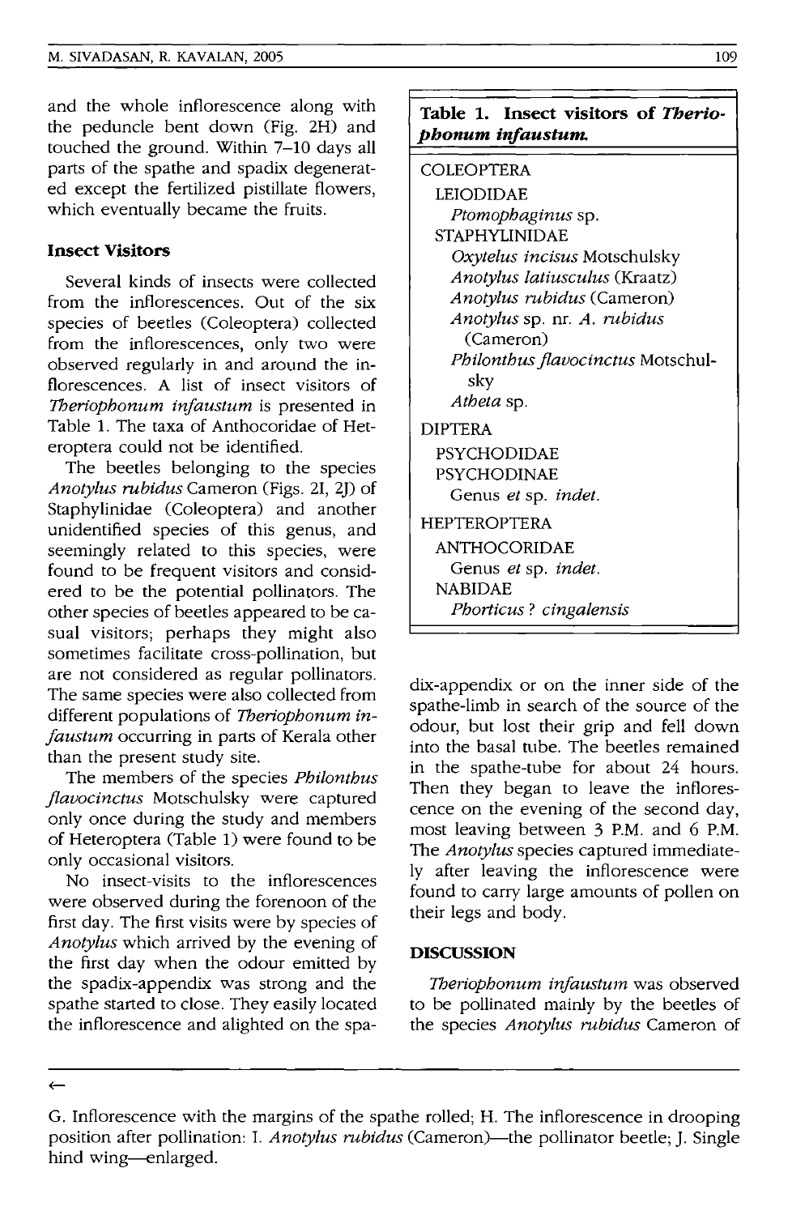and the whole inflorescence along with the peduncle bent down (Fig. 2H) and touched the ground. Within 7–10 days all parts of the spathe and spadix degenerated except the fertilized pistillate flowers, which eventually became the fruits.

### Insect Visitors

Several kinds of insects were collected from the inflorescences. Out of the six species of beetles (Coleoptera) collected from the inflorescences, only two were observed regularly in and around the inflorescences. A list of insect visitors of *Theriophonum infaustum* is presented in Table 1. The taxa of Anthocoridae of Heteroptera could not be identified.

The beetles belonging to the species *Anotylus rubidus* Cameron (Figs. 2I, 2J) of Staphylinidae (Coleoptera) and another unidentified species of this genus, and seemingly related to this species, were found to be frequent visitors and considered to be the potential pollinators. The other species of beetles appeared to be casual visitors; perhaps they might also sometimes facilitate cross-pollination, but are not considered as regular pollinators. The same species were also collected from different populations of *Theriophonum infaustum* occurring in parts of Kerala other than the present study site.

The members of the species *Philonthus flavocinctus* Motschulsky were captured only once during the study and members of Heteroptera (Table 1) were found to be only occasional visitors.

No insect-visits to the inflorescences were observed during the forenoon of the first day. The first visits were by species of *Anotylus* which arrived by the evening of the first day when the odour emitted by the spadix-appendix was strong and the spathe started to close. They easily located the inflorescence and alighted on the spadix-appendix or on the inner side of the spathe-limb in search of the source of the odour, but lost their grip and fell down into the basal tube. The beetles remained in the spathe-tube for about 24 hours. Then they began to leave the inflorescence on the evening of the second day, most leaving between 3 P.M. and 6 P.M. The *Anotylus* species captured immediately after leaving the inflorescence were found to carry large amounts of pollen on their legs and body.

**Table 1. Insect visitors of *Theriophonum infaustum*.**

COLEOPTERA
- LEIODIDAE
  - *Ptomophaginus* sp.
- STAPHYLINIDAE
  - *Oxytelus incisus* Motschulsky
  - *Anotylus latiusculus* (Kraatz)
  - *Anotylus rubidus* (Cameron)
  - *Anotylus* sp. nr. *A. rubidus* (Cameron)
  - *Philonthus flavocinctus* Motschulsky
  - *Atheta* sp.

DIPTERA
- PSYCHODIDAE
- PSYCHODINAE
  - Genus *et* sp. *indet.*

HEPTEROPTERA
- ANTHOCORIDAE
  - Genus *et* sp. *indet.*
- NABIDAE
  - *Phorticus ? cingalensis*

## DISCUSSION

*Theriophonum infaustum* was observed to be pollinated mainly by the beetles of the species *Anotylus rubidus* Cameron of

←

G. Inflorescence with the margins of the spathe rolled; H. The inflorescence in drooping position after pollination: I. *Anotylus rubidus* (Cameron)—the pollinator beetle; J. Single hind wing—enlarged.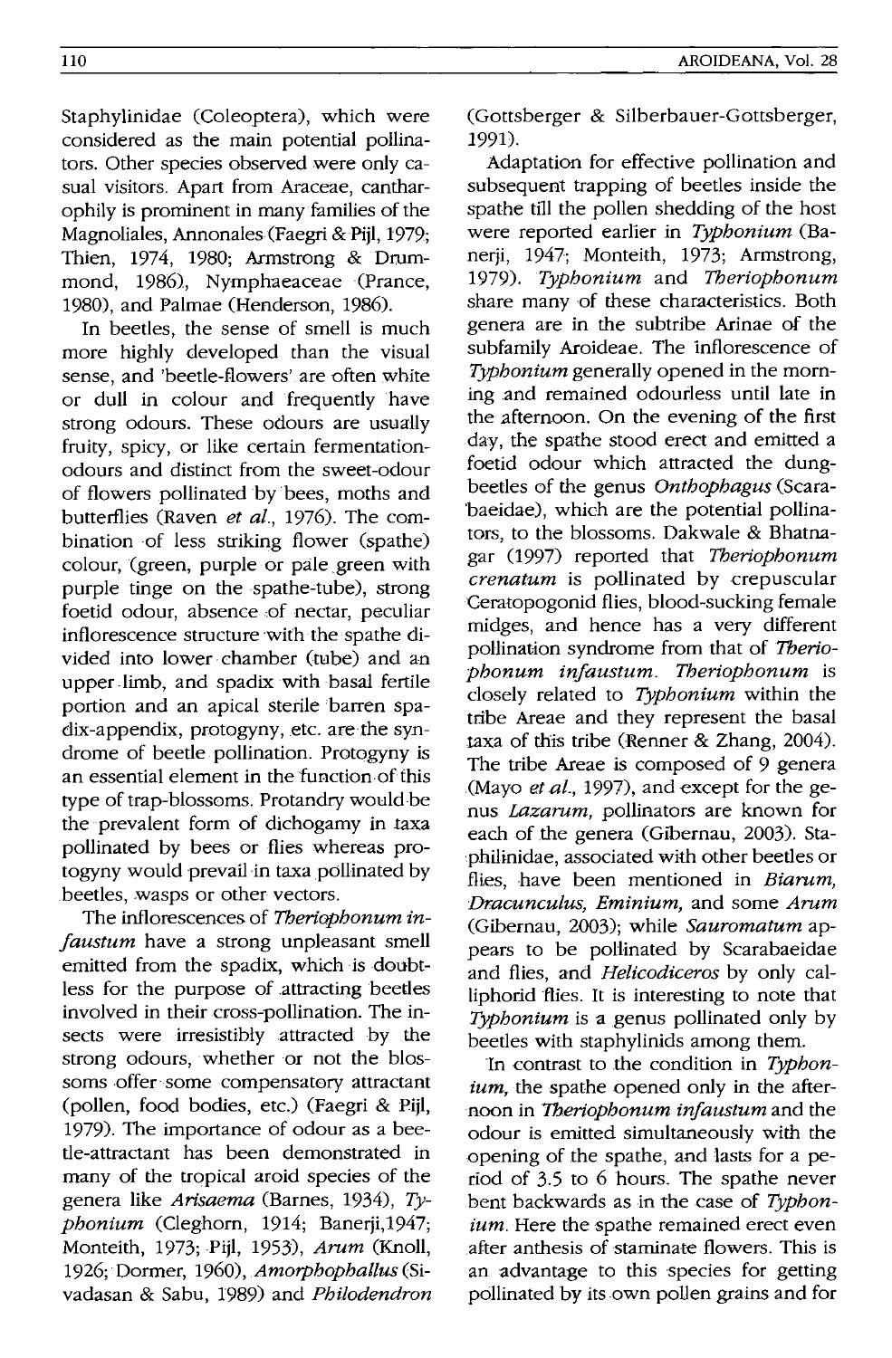Staphylinidae (Coleoptera), which were considered as the main potential pollinators. Other species observed were only casual visitors. Apart from Araceae, cantharophily is prominent in many families of the Magnoliales, Annonales (Faegri & Pijl, 1979; Thien, 1974, 1980; Armstrong & Drummond, 1986), Nymphaeaceae (Prance, 1980), and Palmae (Henderson, 1986).

In beetles, the sense of smell is much more highly developed than the visual sense, and 'beetle-flowers' are often white or dull in colour and frequently have strong odours. These odours are usually fruity, spicy, or like certain fermentation-odours and distinct from the sweet-odour of flowers pollinated by bees, moths and butterflies (Raven *et al.*, 1976). The combination of less striking flower (spathe) colour, (green, purple or pale green with purple tinge on the spathe-tube), strong foetid odour, absence of nectar, peculiar inflorescence structure with the spathe divided into lower chamber (tube) and an upper limb, and spadix with basal fertile portion and an apical sterile barren spadix-appendix, protogyny, etc. are the syndrome of beetle pollination. Protogyny is an essential element in the function of this type of trap-blossoms. Protandry would be the prevalent form of dichogamy in taxa pollinated by bees or flies whereas protogyny would prevail in taxa pollinated by beetles, wasps or other vectors.

The inflorescences of *Theriophonum infaustum* have a strong unpleasant smell emitted from the spadix, which is doubtless for the purpose of attracting beetles involved in their cross-pollination. The insects were irresistibly attracted by the strong odours, whether or not the blossoms offer some compensatory attractant (pollen, food bodies, etc.) (Faegri & Pijl, 1979). The importance of odour as a beetle-attractant has been demonstrated in many of the tropical aroid species of the genera like *Arisaema* (Barnes, 1934), *Typhonium* (Cleghorn, 1914; Banerji,1947; Monteith, 1973; Pijl, 1953), *Arum* (Knoll, 1926; Dormer, 1960), *Amorphophallus* (Sivadasan & Sabu, 1989) and *Philodendron* (Gottsberger & Silberbauer-Gottsberger, 1991).

Adaptation for effective pollination and subsequent trapping of beetles inside the spathe till the pollen shedding of the host were reported earlier in *Typhonium* (Banerji, 1947; Monteith, 1973; Armstrong, 1979). *Typhonium* and *Theriophonum* share many of these characteristics. Both genera are in the subtribe Arinae of the subfamily Aroideae. The inflorescence of *Typhonium* generally opened in the morning and remained odourless until late in the afternoon. On the evening of the first day, the spathe stood erect and emitted a foetid odour which attracted the dung-beetles of the genus *Onthophagus* (Scarabaeidae), which are the potential pollinators, to the blossoms. Dakwale & Bhatnagar (1997) reported that *Theriophonum crenatum* is pollinated by crepuscular Ceratopogonid flies, blood-sucking female midges, and hence has a very different pollination syndrome from that of *Theriophonum infaustum*. *Theriophonum* is closely related to *Typhonium* within the tribe Areae and they represent the basal taxa of this tribe (Renner & Zhang, 2004). The tribe Areae is composed of 9 genera (Mayo *et al.*, 1997), and except for the genus *Lazarum*, pollinators are known for each of the genera (Gibernau, 2003). Staphilinidae, associated with other beetles or flies, have been mentioned in *Biarum*, *Dracunculus*, *Eminium*, and some *Arum* (Gibernau, 2003); while *Sauromatum* appears to be pollinated by Scarabaeidae and flies, and *Helicodiceros* by only calliphorid flies. It is interesting to note that *Typhonium* is a genus pollinated only by beetles with staphylinids among them.

In contrast to the condition in *Typhonium*, the spathe opened only in the afternoon in *Theriophonum infaustum* and the odour is emitted simultaneously with the opening of the spathe, and lasts for a period of 3.5 to 6 hours. The spathe never bent backwards as in the case of *Typhonium*. Here the spathe remained erect even after anthesis of staminate flowers. This is an advantage to this species for getting pollinated by its own pollen grains and for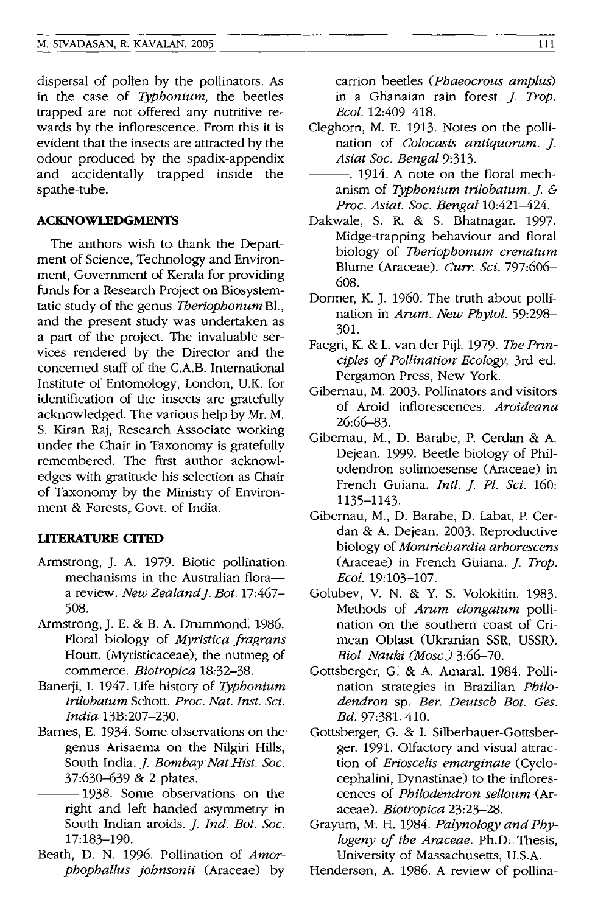dispersal of pollen by the pollinators. As in the case of *Typhonium*, the beetles trapped are not offered any nutritive rewards by the inflorescence. From this it is evident that the insects are attracted by the odour produced by the spadix-appendix and accidentally trapped inside the spathe-tube.

## ACKNOWLEDGMENTS

The authors wish to thank the Department of Science, Technology and Environment, Government of Kerala for providing funds for a Research Project on Biosystematic study of the genus *Theriophonum* Bl., and the present study was undertaken as a part of the project. The invaluable services rendered by the Director and the concerned staff of the C.A.B. International Institute of Entomology, London, U.K. for identification of the insects are gratefully acknowledged. The various help by Mr. M. S. Kiran Raj, Research Associate working under the Chair in Taxonomy is gratefully remembered. The first author acknowledges with gratitude his selection as Chair of Taxonomy by the Ministry of Environment & Forests, Govt. of India.

## LITERATURE CITED

Armstrong, J. A. 1979. Biotic pollination mechanisms in the Australian flora—a review. *New Zealand J. Bot.* 17:467–508.

Armstrong, J. E. & B. A. Drummond. 1986. Floral biology of *Myristica fragrans* Houtt. (Myristicaceae), the nutmeg of commerce. *Biotropica* 18:32–38.

Banerji, I. 1947. Life history of *Typhonium trilobatum* Schott. *Proc. Nat. Inst. Sci. India* 13B:207–230.

Barnes, E. 1934. Some observations on the genus Arisaema on the Nilgiri Hills, South India. *J. Bombay Nat.Hist. Soc.* 37:630–639 & 2 plates.

——— 1938. Some observations on the right and left handed asymmetry in South Indian aroids. *J. Ind. Bot. Soc.* 17:183–190.

Beath, D. N. 1996. Pollination of *Amorphophallus johnsonii* (Araceae) by carrion beetles (*Phaeocrous amplus*) in a Ghanaian rain forest. *J. Trop. Ecol.* 12:409–418.

Cleghorn, M. E. 1913. Notes on the pollination of *Colocasis antiquorum*. *J. Asiat Soc. Bengal* 9:313.

———. 1914. A note on the floral mechanism of *Typhonium trilobatum*. *J. & Proc. Asiat. Soc. Bengal* 10:421–424.

Dakwale, S. R. & S. Bhatnagar. 1997. Midge-trapping behaviour and floral biology of *Theriophonum crenatum* Blume (Araceae). *Curr. Sci.* 797:606–608.

Dormer, K. J. 1960. The truth about pollination in *Arum*. *New Phytol.* 59:298–301.

Faegri, K. & L. van der Pijl. 1979. *The Principles of Pollination Ecology*, 3rd ed. Pergamon Press, New York.

Gibernau, M. 2003. Pollinators and visitors of Aroid inflorescences. *Aroideana* 26:66–83.

Gibernau, M., D. Barabe, P. Cerdan & A. Dejean. 1999. Beetle biology of Philodendron solimoesense (Araceae) in French Guiana. *Intl. J. Pl. Sci.* 160: 1135–1143.

Gibernau, M., D. Barabe, D. Labat, P. Cerdan & A. Dejean. 2003. Reproductive biology of *Montrichardia arborescens* (Araceae) in French Guiana. *J. Trop. Ecol.* 19:103–107.

Golubev, V. N. & Y. S. Volokitin. 1983. Methods of *Arum elongatum* pollination on the southern coast of Crimean Oblast (Ukranian SSR, USSR). *Biol. Nauki (Mosc.)* 3:66–70.

Gottsberger, G. & A. Amaral. 1984. Pollination strategies in Brazilian *Philodendron* sp. *Ber. Deutsch Bot. Ges. Bd.* 97:381–410.

Gottsberger, G. & I. Silberbauer-Gottsberger. 1991. Olfactory and visual attraction of *Erioscelis emarginate* (Cyclocephalini, Dynastinae) to the inflorescences of *Philodendron selloum* (Araceae). *Biotropica* 23:23–28.

Grayum, M. H. 1984. *Palynology and Phylogeny of the Araceae*. Ph.D. Thesis, University of Massachusetts, U.S.A.

Henderson, A. 1986. A review of pollina-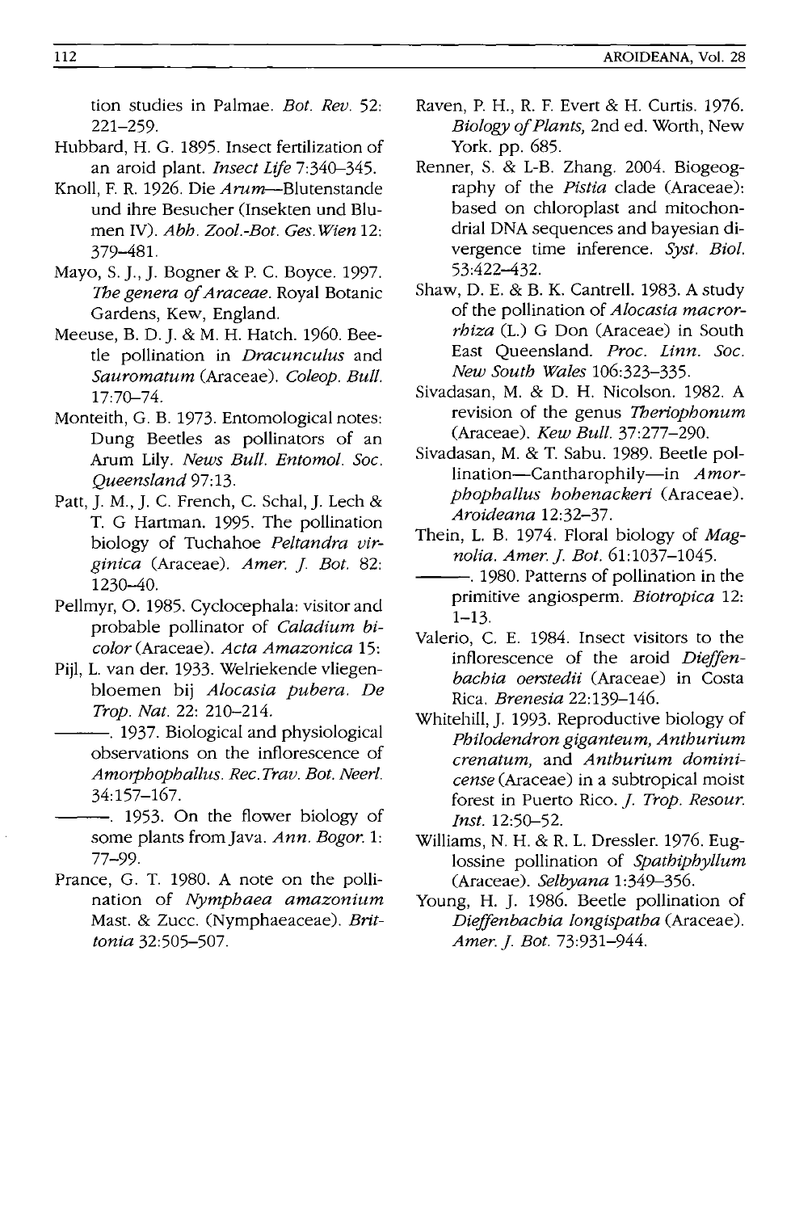tion studies in Palmae. *Bot. Rev.* 52: 221–259.

Hubbard, H. G. 1895. Insect fertilization of an aroid plant. *Insect Life* 7:340–345.

Knoll, F. R. 1926. Die *Arum*—Blutenstande und ihre Besucher (Insekten und Blumen IV). *Abh. Zool.-Bot. Ges. Wien* 12: 379–481.

Mayo, S. J., J. Bogner & P. C. Boyce. 1997. *The genera of Araceae.* Royal Botanic Gardens, Kew, England.

Meeuse, B. D. J. & M. H. Hatch. 1960. Beetle pollination in *Dracunculus* and *Sauromatum* (Araceae). *Coleop. Bull.* 17:70–74.

Monteith, G. B. 1973. Entomological notes: Dung Beetles as pollinators of an Arum Lily. *News Bull. Entomol. Soc. Queensland* 97:13.

Patt, J. M., J. C. French, C. Schal, J. Lech & T. G Hartman. 1995. The pollination biology of Tuchahoe *Peltandra virginica* (Araceae). *Amer. J. Bot.* 82: 1230–40.

Pellmyr, O. 1985. Cyclocephala: visitor and probable pollinator of *Caladium bicolor* (Araceae). *Acta Amazonica* 15:

Pijl, L. van der. 1933. Welriekende vliegenbloemen bij *Alocasia pubera. De Trop. Nat.* 22: 210–214.

———. 1937. Biological and physiological observations on the inflorescence of *Amorphophallus. Rec. Trav. Bot. Neerl.* 34:157–167.

———. 1953. On the flower biology of some plants from Java. *Ann. Bogor.* 1: 77–99.

Prance, G. T. 1980. A note on the pollination of *Nymphaea amazonium* Mast. & Zucc. (Nymphaeaceae). *Brittonia* 32:505–507.

Raven, P. H., R. F. Evert & H. Curtis. 1976. *Biology of Plants,* 2nd ed. Worth, New York. pp. 685.

Renner, S. & L-B. Zhang. 2004. Biogeography of the *Pistia* clade (Araceae): based on chloroplast and mitochondrial DNA sequences and bayesian divergence time inference. *Syst. Biol.* 53:422–432.

Shaw, D. E. & B. K. Cantrell. 1983. A study of the pollination of *Alocasia macrorrhiza* (L.) G Don (Araceae) in South East Queensland. *Proc. Linn. Soc. New South Wales* 106:323–335.

Sivadasan, M. & D. H. Nicolson. 1982. A revision of the genus *Theriophonum* (Araceae). *Kew Bull.* 37:277–290.

Sivadasan, M. & T. Sabu. 1989. Beetle pollination—Cantharophily—in *Amorphophallus hohenackeri* (Araceae). *Aroideana* 12:32–37.

Thein, L. B. 1974. Floral biology of *Magnolia. Amer. J. Bot.* 61:1037–1045.

———. 1980. Patterns of pollination in the primitive angiosperm. *Biotropica* 12: 1–13.

Valerio, C. E. 1984. Insect visitors to the inflorescence of the aroid *Dieffenbachia oerstedii* (Araceae) in Costa Rica. *Brenesia* 22:139–146.

Whitehill, J. 1993. Reproductive biology of *Philodendron giganteum, Anthurium crenatum,* and *Anthurium dominicense* (Araceae) in a subtropical moist forest in Puerto Rico. *J. Trop. Resour. Inst.* 12:50–52.

Williams, N. H. & R. L. Dressler. 1976. Euglossine pollination of *Spathiphyllum* (Araceae). *Selbyana* 1:349–356.

Young, H. J. 1986. Beetle pollination of *Dieffenbachia longispatha* (Araceae). *Amer. J. Bot.* 73:931–944.